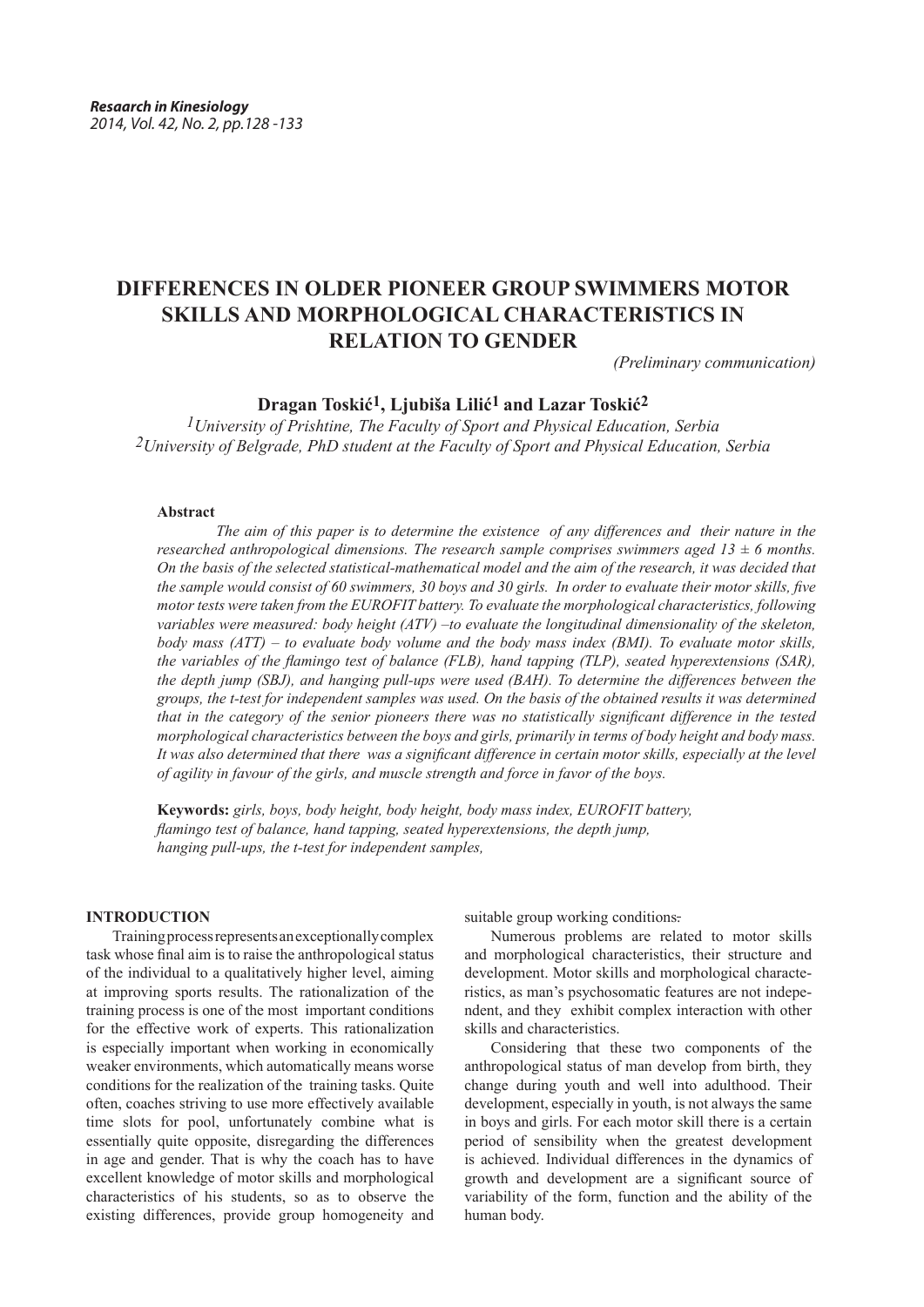# DIFFERENCES IN OLDER PIONEER GROUP SWIMMERS MOTOR SKILLS AND MORPHOLOGICAL CHARACTERISTICS IN RELATION TO GENDER

*(Preliminary communication)*

**Dragan Toskić[1], Ljubiša Lilić[1] and Lazar Toskić[2]**

*[1]University of Prishtine, The Faculty of Sport and Physical Education, Serbia*
*[2]University of Belgrade, PhD student at the Faculty of Sport and Physical Education, Serbia*

**Abstract**

*The aim of this paper is to determine the existence of any differences and their nature in the researched anthropological dimensions. The research sample comprises swimmers aged 13 ± 6 months. On the basis of the selected statistical-mathematical model and the aim of the research, it was decided that the sample would consist of 60 swimmers, 30 boys and 30 girls. In order to evaluate their motor skills, five motor tests were taken from the EUROFIT battery. To evaluate the morphological characteristics, following variables were measured: body height (ATV) –to evaluate the longitudinal dimensionality of the skeleton, body mass (ATT) – to evaluate body volume and the body mass index (BMI). To evaluate motor skills, the variables of the flamingo test of balance (FLB), hand tapping (TLP), seated hyperextensions (SAR), the depth jump (SBJ), and hanging pull-ups were used (BAH). To determine the differences between the groups, the t-test for independent samples was used. On the basis of the obtained results it was determined that in the category of the senior pioneers there was no statistically significant difference in the tested morphological characteristics between the boys and girls, primarily in terms of body height and body mass. It was also determined that there was a significant difference in certain motor skills, especially at the level of agility in favour of the girls, and muscle strength and force in favor of the boys.*

**Keywords:** *girls, boys, body height, body height, body mass index, EUROFIT battery, flamingo test of balance, hand tapping, seated hyperextensions, the depth jump, hanging pull-ups, the t-test for independent samples,*

## INTRODUCTION

Training process represents an exceptionally complex task whose final aim is to raise the anthropological status of the individual to a qualitatively higher level, aiming at improving sports results. The rationalization of the training process is one of the most important conditions for the effective work of experts. This rationalization is especially important when working in economically weaker environments, which automatically means worse conditions for the realization of the training tasks. Quite often, coaches striving to use more effectively available time slots for pool, unfortunately combine what is essentially quite opposite, disregarding the differences in age and gender. That is why the coach has to have excellent knowledge of motor skills and morphological characteristics of his students, so as to observe the existing differences, provide group homogeneity and suitable group working conditions.

Numerous problems are related to motor skills and morphological characteristics, their structure and development. Motor skills and morphological characteristics, as man's psychosomatic features are not independent, and they exhibit complex interaction with other skills and characteristics.

Considering that these two components of the anthropological status of man develop from birth, they change during youth and well into adulthood. Their development, especially in youth, is not always the same in boys and girls. For each motor skill there is a certain period of sensibility when the greatest development is achieved. Individual differences in the dynamics of growth and development are a significant source of variability of the form, function and the ability of the human body.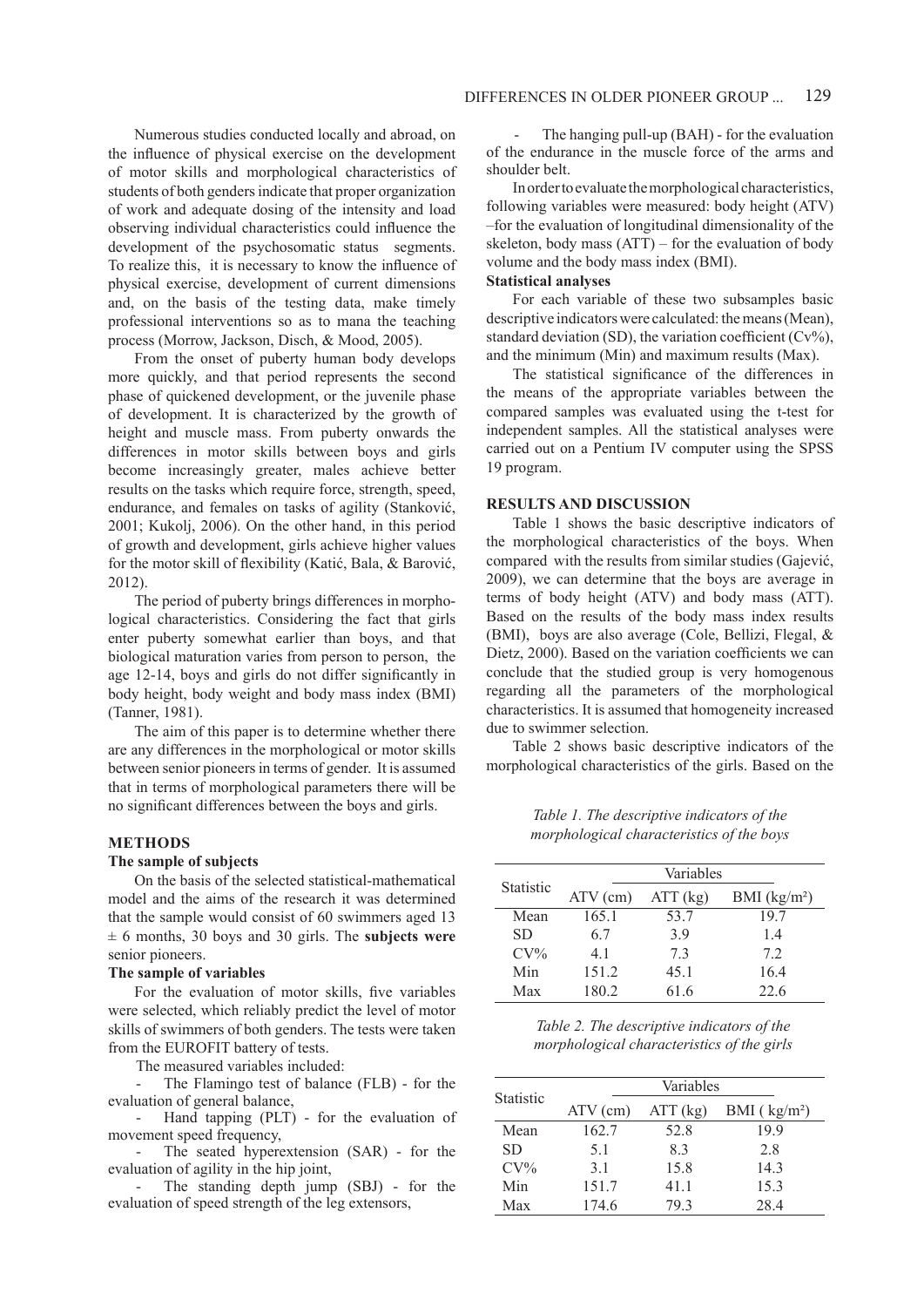Numerous studies conducted locally and abroad, on the influence of physical exercise on the development of motor skills and morphological characteristics of students of both genders indicate that proper organization of work and adequate dosing of the intensity and load observing individual characteristics could influence the development of the psychosomatic status segments. To realize this, it is necessary to know the influence of physical exercise, development of current dimensions and, on the basis of the testing data, make timely professional interventions so as to mana the teaching process (Morrow, Jackson, Disch, & Mood, 2005).

From the onset of puberty human body develops more quickly, and that period represents the second phase of quickened development, or the juvenile phase of development. It is characterized by the growth of height and muscle mass. From puberty onwards the differences in motor skills between boys and girls become increasingly greater, males achieve better results on the tasks which require force, strength, speed, endurance, and females on tasks of agility (Stanković, 2001; Kukolj, 2006). On the other hand, in this period of growth and development, girls achieve higher values for the motor skill of flexibility (Katić, Bala, & Barović, 2012).

The period of puberty brings differences in morphological characteristics. Considering the fact that girls enter puberty somewhat earlier than boys, and that biological maturation varies from person to person, the age 12-14, boys and girls do not differ significantly in body height, body weight and body mass index (BMI) (Tanner, 1981).

The aim of this paper is to determine whether there are any differences in the morphological or motor skills between senior pioneers in terms of gender. It is assumed that in terms of morphological parameters there will be no significant differences between the boys and girls.

## METHODS

### The sample of subjects

On the basis of the selected statistical-mathematical model and the aims of the research it was determined that the sample would consist of 60 swimmers aged 13 ± 6 months, 30 boys and 30 girls. The **subjects were** senior pioneers.

### The sample of variables

For the evaluation of motor skills, five variables were selected, which reliably predict the level of motor skills of swimmers of both genders. The tests were taken from the EUROFIT battery of tests.

The measured variables included:

- The Flamingo test of balance (FLB) - for the evaluation of general balance,
- Hand tapping (PLT) - for the evaluation of movement speed frequency,
- The seated hyperextension (SAR) - for the evaluation of agility in the hip joint,
- The standing depth jump (SBJ) - for the evaluation of speed strength of the leg extensors,
- The hanging pull-up (BAH) - for the evaluation of the endurance in the muscle force of the arms and shoulder belt.

In order to evaluate the morphological characteristics, following variables were measured: body height (ATV) –for the evaluation of longitudinal dimensionality of the skeleton, body mass (ATT) – for the evaluation of body volume and the body mass index (BMI).

### Statistical analyses

For each variable of these two subsamples basic descriptive indicators were calculated: the means (Mean), standard deviation (SD), the variation coefficient (Cv%), and the minimum (Min) and maximum results (Max).

The statistical significance of the differences in the means of the appropriate variables between the compared samples was evaluated using the t-test for independent samples. All the statistical analyses were carried out on a Pentium IV computer using the SPSS 19 program.

## RESULTS AND DISCUSSION

Table 1 shows the basic descriptive indicators of the morphological characteristics of the boys. When compared with the results from similar studies (Gajević, 2009), we can determine that the boys are average in terms of body height (ATV) and body mass (ATT). Based on the results of the body mass index results (BMI), boys are also average (Cole, Bellizi, Flegal, & Dietz, 2000). Based on the variation coefficients we can conclude that the studied group is very homogenous regarding all the parameters of the morphological characteristics. It is assumed that homogeneity increased due to swimmer selection.

*Table 1. The descriptive indicators of the morphological characteristics of the boys*

| Statistic | Variables | | |
|---|---|---|---|
| | ATV (cm) | ATT (kg) | BMI (kg/m²) |
| Mean | 165.1 | 53.7 | 19.7 |
| SD | 6.7 | 3.9 | 1.4 |
| CV% | 4.1 | 7.3 | 7.2 |
| Min | 151.2 | 45.1 | 16.4 |
| Max | 180.2 | 61.6 | 22.6 |

Table 2 shows basic descriptive indicators of the morphological characteristics of the girls. Based on the

*Table 2. The descriptive indicators of the morphological characteristics of the girls*

| Statistic | Variables | | |
|---|---|---|---|
| | ATV (cm) | ATT (kg) | BMI ( kg/m²) |
| Mean | 162.7 | 52.8 | 19.9 |
| SD | 5.1 | 8.3 | 2.8 |
| CV% | 3.1 | 15.8 | 14.3 |
| Min | 151.7 | 41.1 | 15.3 |
| Max | 174.6 | 79.3 | 28.4 |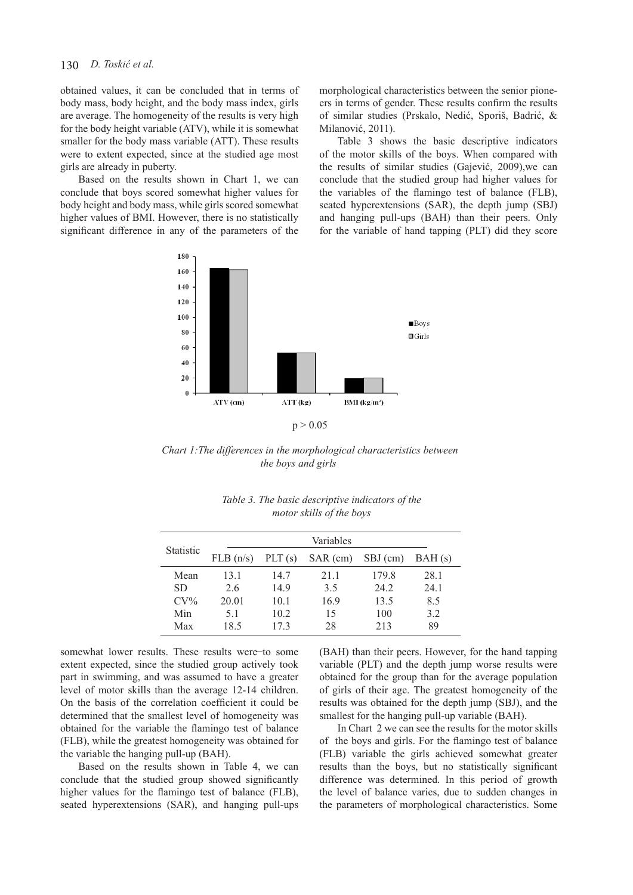obtained values, it can be concluded that in terms of body mass, body height, and the body mass index, girls are average. The homogeneity of the results is very high for the body height variable (ATV), while it is somewhat smaller for the body mass variable (ATT). These results were to extent expected, since at the studied age most girls are already in puberty.

Based on the results shown in Chart 1, we can conclude that boys scored somewhat higher values for body height and body mass, while girls scored somewhat higher values of BMI. However, there is no statistically significant difference in any of the parameters of the morphological characteristics between the senior pioneers in terms of gender. These results confirm the results of similar studies (Prskalo, Nedić, Sporiš, Badrić, & Milanović, 2011).

Table 3 shows the basic descriptive indicators of the motor skills of the boys. When compared with the results of similar studies (Gajević, 2009),we can conclude that the studied group had higher values for the variables of the flamingo test of balance (FLB), seated hyperextensions (SAR), the depth jump (SBJ) and hanging pull-ups (BAH) than their peers. Only for the variable of hand tapping (PLT) did they score somewhat lower results. These results were–to some extent expected, since the studied group actively took part in swimming, and was assumed to have a greater level of motor skills than the average 12-14 children. On the basis of the correlation coefficient it could be determined that the smallest level of homogeneity was obtained for the variable the flamingo test of balance (FLB), while the greatest homogeneity was obtained for the variable the hanging pull-up (BAH).

$p > 0.05$

*Chart 1: The differences in the morphological characteristics between the boys and girls*

*Table 3. The basic descriptive indicators of the motor skills of the boys*

| Statistic | Variables | | | | |
|---|---|---|---|---|---|
| | FLB (n/s) | PLT (s) | SAR (cm) | SBJ (cm) | BAH (s) |
| Mean | 13.1 | 14.7 | 21.1 | 179.8 | 28.1 |
| SD | 2.6 | 14.9 | 3.5 | 24.2 | 24.1 |
| CV% | 20.01 | 10.1 | 16.9 | 13.5 | 8.5 |
| Min | 5.1 | 10.2 | 15 | 100 | 3.2 |
| Max | 18.5 | 17.3 | 28 | 213 | 89 |

Based on the results shown in Table 4, we can conclude that the studied group showed significantly higher values for the flamingo test of balance (FLB), seated hyperextensions (SAR), and hanging pull-ups (BAH) than their peers. However, for the hand tapping variable (PLT) and the depth jump worse results were obtained for the group than for the average population of girls of their age. The greatest homogeneity of the results was obtained for the depth jump (SBJ), and the smallest for the hanging pull-up variable (BAH).

In Chart 2 we can see the results for the motor skills of the boys and girls. For the flamingo test of balance (FLB) variable the girls achieved somewhat greater results than the boys, but no statistically significant difference was determined. In this period of growth the level of balance varies, due to sudden changes in the parameters of morphological characteristics. Some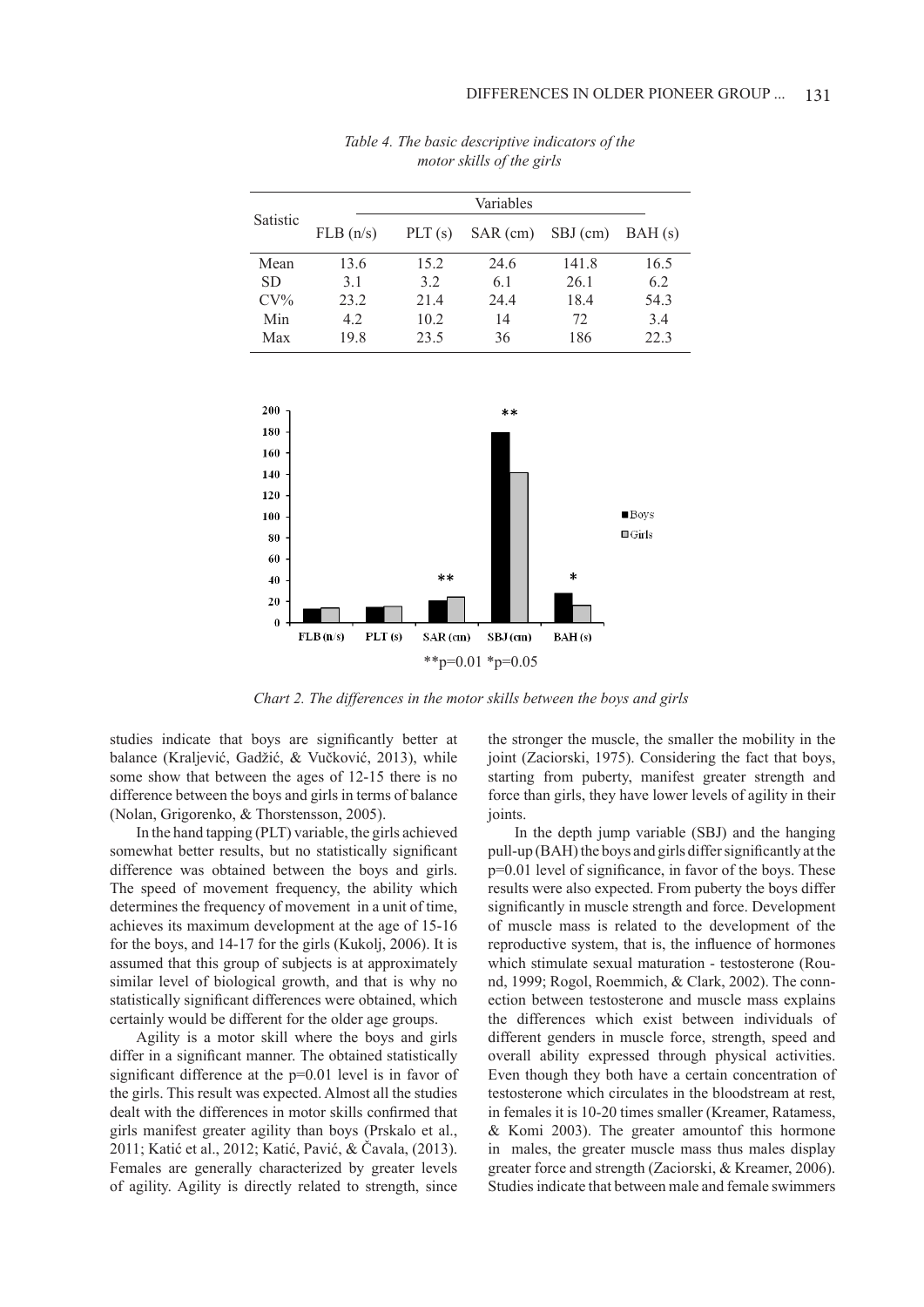*Table 4. The basic descriptive indicators of the motor skills of the girls*

| Satistic | Variables | | | | |
|---|---|---|---|---|---|
| | FLB (n/s) | PLT (s) | SAR (cm) | SBJ (cm) | BAH (s) |
| Mean | 13.6 | 15.2 | 24.6 | 141.8 | 16.5 |
| SD | 3.1 | 3.2 | 6.1 | 26.1 | 6.2 |
| CV% | 23.2 | 21.4 | 24.4 | 18.4 | 54.3 |
| Min | 4.2 | 10.2 | 14 | 72 | 3.4 |
| Max | 19.8 | 23.5 | 36 | 186 | 22.3 |

**p=0.01 *p=0.05

*Chart 2. The differences in the motor skills between the boys and girls*

studies indicate that boys are significantly better at balance (Kraljević, Gadžić, & Vučković, 2013), while some show that between the ages of 12-15 there is no difference between the boys and girls in terms of balance (Nolan, Grigorenko, & Thorstensson, 2005).

In the hand tapping (PLT) variable, the girls achieved somewhat better results, but no statistically significant difference was obtained between the boys and girls. The speed of movement frequency, the ability which determines the frequency of movement in a unit of time, achieves its maximum development at the age of 15-16 for the boys, and 14-17 for the girls (Kukolj, 2006). It is assumed that this group of subjects is at approximately similar level of biological growth, and that is why no statistically significant differences were obtained, which certainly would be different for the older age groups.

Agility is a motor skill where the boys and girls differ in a significant manner. The obtained statistically significant difference at the p=0.01 level is in favor of the girls. This result was expected. Almost all the studies dealt with the differences in motor skills confirmed that girls manifest greater agility than boys (Prskalo et al., 2011; Katić et al., 2012; Katić, Pavić, & Čavala, (2013). Females are generally characterized by greater levels of agility. Agility is directly related to strength, since the stronger the muscle, the smaller the mobility in the joint (Zaciorski, 1975). Considering the fact that boys, starting from puberty, manifest greater strength and force than girls, they have lower levels of agility in their joints.

In the depth jump variable (SBJ) and the hanging pull-up (BAH) the boys and girls differ significantly at the p=0.01 level of significance, in favor of the boys. These results were also expected. From puberty the boys differ significantly in muscle strength and force. Development of muscle mass is related to the development of the reproductive system, that is, the influence of hormones which stimulate sexual maturation - testosterone (Round, 1999; Rogol, Roemmich, & Clark, 2002). The connection between testosterone and muscle mass explains the differences which exist between individuals of different genders in muscle force, strength, speed and overall ability expressed through physical activities. Even though they both have a certain concentration of testosterone which circulates in the bloodstream at rest, in females it is 10-20 times smaller (Kreamer, Ratamess, & Komi 2003). The greater amountof this hormone in males, the greater muscle mass thus males display greater force and strength (Zaciorski, & Kreamer, 2006). Studies indicate that between male and female swimmers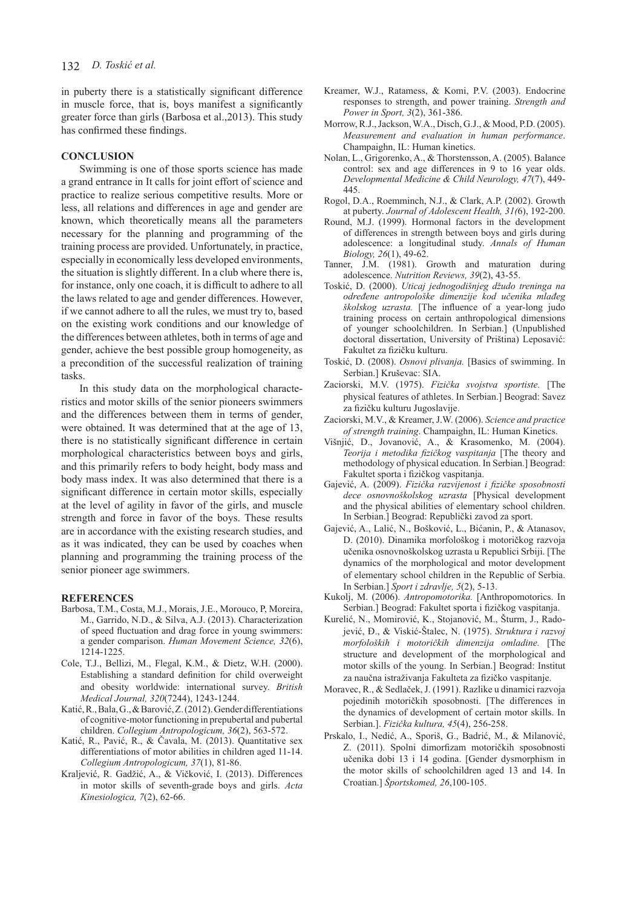in puberty there is a statistically significant difference in muscle force, that is, boys manifest a significantly greater force than girls (Barbosa et al.,2013). This study has confirmed these findings.

## CONCLUSION

Swimming is one of those sports science has made a grand entrance in It calls for joint effort of science and practice to realize serious competitive results. More or less, all relations and differences in age and gender are known, which theoretically means all the parameters necessary for the planning and programming of the training process are provided. Unfortunately, in practice, especially in economically less developed environments, the situation is slightly different. In a club where there is, for instance, only one coach, it is difficult to adhere to all the laws related to age and gender differences. However, if we cannot adhere to all the rules, we must try to, based on the existing work conditions and our knowledge of the differences between athletes, both in terms of age and gender, achieve the best possible group homogeneity, as a precondition of the successful realization of training tasks.

In this study data on the morphological characteristics and motor skills of the senior pioneers swimmers and the differences between them in terms of gender, were obtained. It was determined that at the age of 13, there is no statistically significant difference in certain morphological characteristics between boys and girls, and this primarily refers to body height, body mass and body mass index. It was also determined that there is a significant difference in certain motor skills, especially at the level of agility in favor of the girls, and muscle strength and force in favor of the boys. These results are in accordance with the existing research studies, and as it was indicated, they can be used by coaches when planning and programming the training process of the senior pioneer age swimmers.

## REFERENCES

Barbosa, T.M., Costa, M.J., Morais, J.E., Morouco, P, Moreira, M., Garrido, N.D., & Silva, A.J. (2013). Characterization of speed fluctuation and drag force in young swimmers: a gender comparison. *Human Movement Science, 32*(6), 1214-1225.

Cole, T.J., Bellizi, M., Flegal, K.M., & Dietz, W.H. (2000). Establishing a standard definition for child overweight and obesity worldwide: international survey. *British Medical Journal, 320*(7244), 1243-1244.

Katić, R., Bala, G., & Barović, Z. (2012). Gender differentiations of cognitive-motor functioning in prepubertal and pubertal children. *Collegium Antropologicum, 36*(2), 563-572.

Katić, R., Pavić, R., & Čavala, M. (2013). Quantitative sex differentiations of motor abilities in children aged 11-14. *Collegium Antropologicum, 37*(1), 81-86.

Kraljević, R. Gadžić, A., & Vičković, I. (2013). Differences in motor skills of seventh-grade boys and girls. *Acta Kinesiologica, 7*(2), 62-66.

Kreamer, W.J., Ratamess, & Komi, P.V. (2003). Endocrine responses to strength, and power training. *Strength and Power in Sport, 3*(2), 361-386.

Morrow, R.J., Jackson, W.A., Disch, G.J., & Mood, P.D. (2005). *Measurement and evaluation in human performance*. Champaighn, IL: Human kinetics.

Nolan, L., Grigorenko, A., & Thorstensson, A. (2005). Balance control: sex and age differences in 9 to 16 year olds. *Developmental Medicine & Child Neurology, 47*(7), 449-445.

Rogol, D.A., Roemminch, N.J., & Clark, A.P. (2002). Growth at puberty. *Journal of Adolescent Health, 31(*6), 192-200.

Round, M.J. (1999). Hormonal factors in the development of differences in strength between boys and girls during adolescence: a longitudinal study. *Annals of Human Biology, 26*(1), 49-62.

Tanner, J.M. (1981). Growth and maturation during adolescence. *Nutrition Reviews, 39*(2), 43-55.

Toskić, D. (2000). *Uticaj jednogodišnjeg džudo treninga na određene antropološke dimenzije kod učenika mlađeg školskog uzrasta.* [The influence of a year-long judo training process on certain anthropological dimensions of younger schoolchildren. In Serbian.] (Unpublished doctoral dissertation, University of Priština) Leposavić: Fakultet za fizičku kulturu.

Toskić, D. (2008). *Osnovi plivanja.* [Basics of swimming. In Serbian.] Kruševac: SIA.

Zaciorski, M.V. (1975). *Fizička svojstva sportiste.* [The physical features of athletes. In Serbian.] Beograd: Savez za fizičku kulturu Jugoslavije.

Zaciorski, M.V., & Kreamer, J.W. (2006). *Science and practice of strength training*. Champaighn, IL: Human Kinetics.

Višnjić, D., Jovanović, A., & Krasomenko, M. (2004). *Teorija i metodika fizičkog vaspitanja* [The theory and methodology of physical education. In Serbian.] Beograd: Fakultet sporta i fizičkog vaspitanja.

Gajević, A. (2009). *Fizička razvijenost i fizičke sposobnosti dece osnovnoškolskog uzrasta* [Physical development and the physical abilities of elementary school children. In Serbian.] Beograd: Republički zavod za sport.

Gajević, A., Lalić, N., Bošković, L., Bićanin, P., & Atanasov, D. (2010). Dinamika morfološkog i motoričkog razvoja učenika osnovnoškolskog uzrasta u Republici Srbiji. [The dynamics of the morphological and motor development of elementary school children in the Republic of Serbia. In Serbian.] *Sport i zdravlje, 5*(2), 5-13.

Kukolj, M. (2006). *Antropomotorika.* [Anthropomotorics. In Serbian.] Beograd: Fakultet sporta i fizičkog vaspitanja.

Kurelić, N., Momirović, K., Stojanović, M., Šturm, J., Radojević, Đ., & Viskić-Štalec, N. (1975). *Struktura i razvoj morfoloških i motoričkih dimenzija omladine.* [The structure and development of the morphological and motor skills of the young. In Serbian.] Beograd: Institut za naučna istraživanja Fakulteta za fizičko vaspitanje.

Moravec, R., & Sedlaček, J. (1991). Razlike u dinamici razvoja pojedinih motoričkih sposobnosti. [The differences in the dynamics of development of certain motor skills. In Serbian.]. *Fizička kultura, 45*(4), 256-258.

Prskalo, I., Nedić, A., Sporiš, G., Badrić, M., & Milanović, Z. (2011). Spolni dimorfizam motoričkih sposobnosti učenika dobi 13 i 14 godina. [Gender dysmorphism in the motor skills of schoolchildren aged 13 and 14. In Croatian.] *Športskomed, 26*,100-105.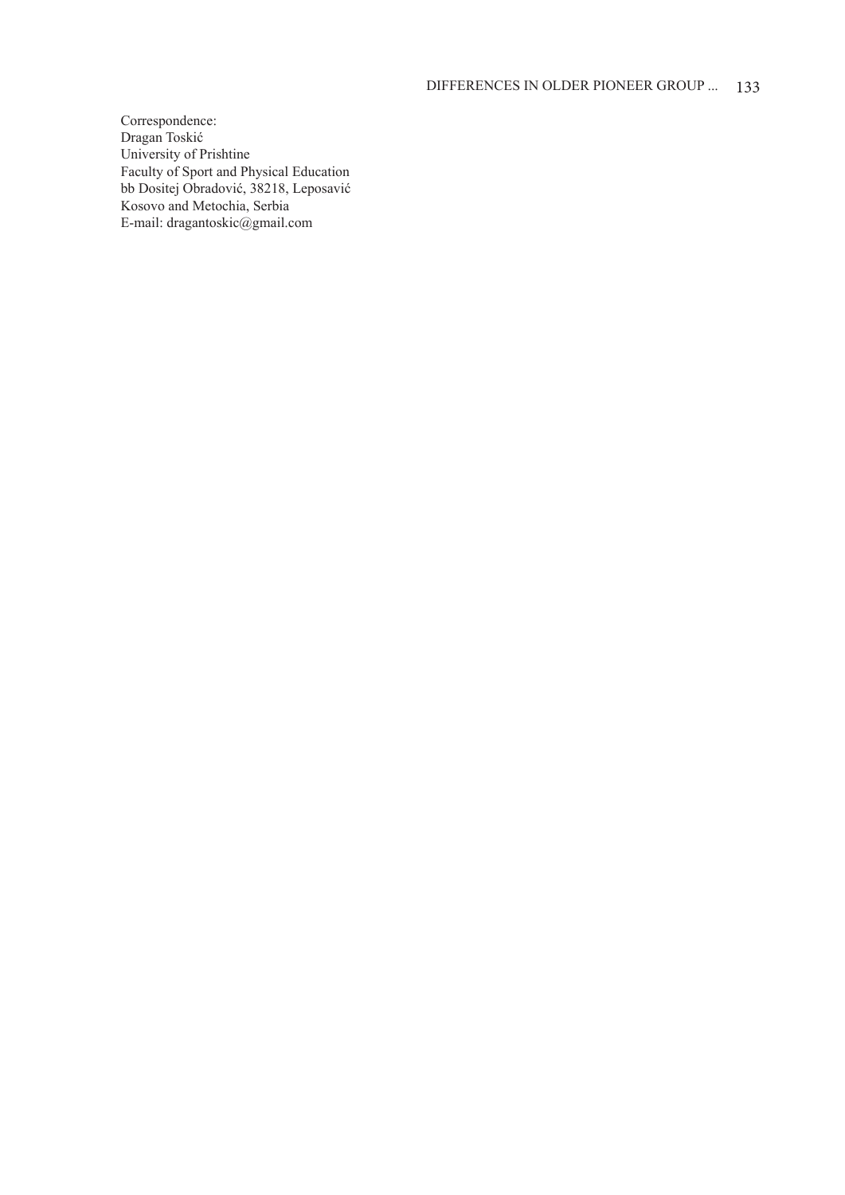Correspondence:
Dragan Toskić
University of Prishtine
Faculty of Sport and Physical Education
bb Dositej Obradović, 38218, Leposavić
Kosovo and Metochia, Serbia
E-mail: dragantoskic@gmail.com